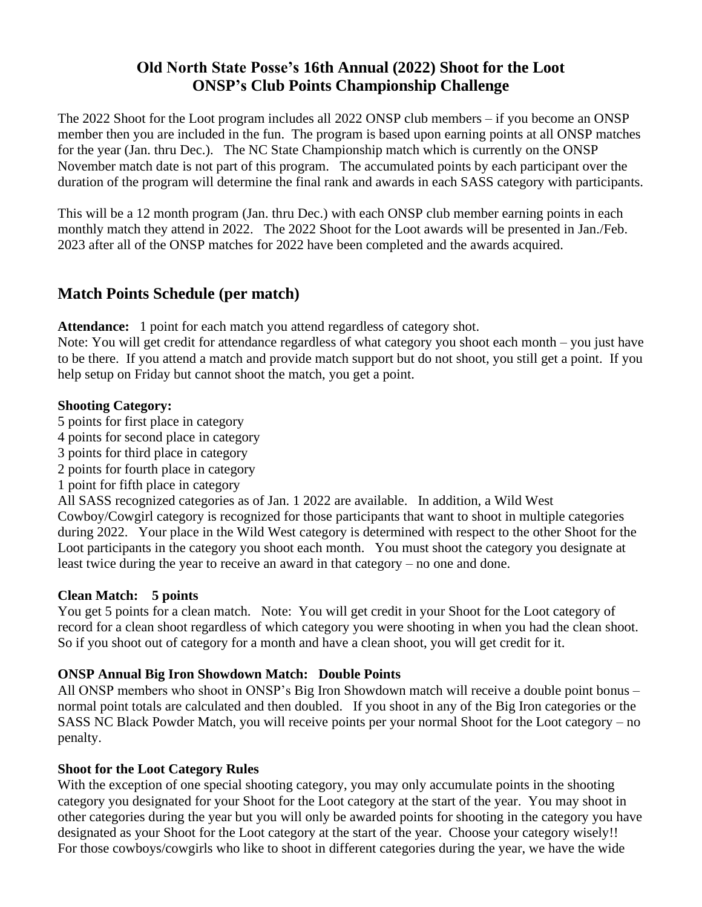# Old North State Posse's 16th Annual (2022) Shoot for the Loot
# ONSP's Club Points Championship Challenge

The 2022 Shoot for the Loot program includes all 2022 ONSP club members – if you become an ONSP member then you are included in the fun. The program is based upon earning points at all ONSP matches for the year (Jan. thru Dec.). The NC State Championship match which is currently on the ONSP November match date is not part of this program. The accumulated points by each participant over the duration of the program will determine the final rank and awards in each SASS category with participants.

This will be a 12 month program (Jan. thru Dec.) with each ONSP club member earning points in each monthly match they attend in 2022. The 2022 Shoot for the Loot awards will be presented in Jan./Feb. 2023 after all of the ONSP matches for 2022 have been completed and the awards acquired.

## Match Points Schedule (per match)

**Attendance:** 1 point for each match you attend regardless of category shot.
Note: You will get credit for attendance regardless of what category you shoot each month – you just have to be there. If you attend a match and provide match support but do not shoot, you still get a point. If you help setup on Friday but cannot shoot the match, you get a point.

**Shooting Category:**
5 points for first place in category
4 points for second place in category
3 points for third place in category
2 points for fourth place in category
1 point for fifth place in category
All SASS recognized categories as of Jan. 1 2022 are available. In addition, a Wild West Cowboy/Cowgirl category is recognized for those participants that want to shoot in multiple categories during 2022. Your place in the Wild West category is determined with respect to the other Shoot for the Loot participants in the category you shoot each month. You must shoot the category you designate at least twice during the year to receive an award in that category – no one and done.

**Clean Match: 5 points**
You get 5 points for a clean match. Note: You will get credit in your Shoot for the Loot category of record for a clean shoot regardless of which category you were shooting in when you had the clean shoot. So if you shoot out of category for a month and have a clean shoot, you will get credit for it.

**ONSP Annual Big Iron Showdown Match: Double Points**
All ONSP members who shoot in ONSP's Big Iron Showdown match will receive a double point bonus – normal point totals are calculated and then doubled. If you shoot in any of the Big Iron categories or the SASS NC Black Powder Match, you will receive points per your normal Shoot for the Loot category – no penalty.

**Shoot for the Loot Category Rules**
With the exception of one special shooting category, you may only accumulate points in the shooting category you designated for your Shoot for the Loot category at the start of the year. You may shoot in other categories during the year but you will only be awarded points for shooting in the category you have designated as your Shoot for the Loot category at the start of the year. Choose your category wisely!! For those cowboys/cowgirls who like to shoot in different categories during the year, we have the wide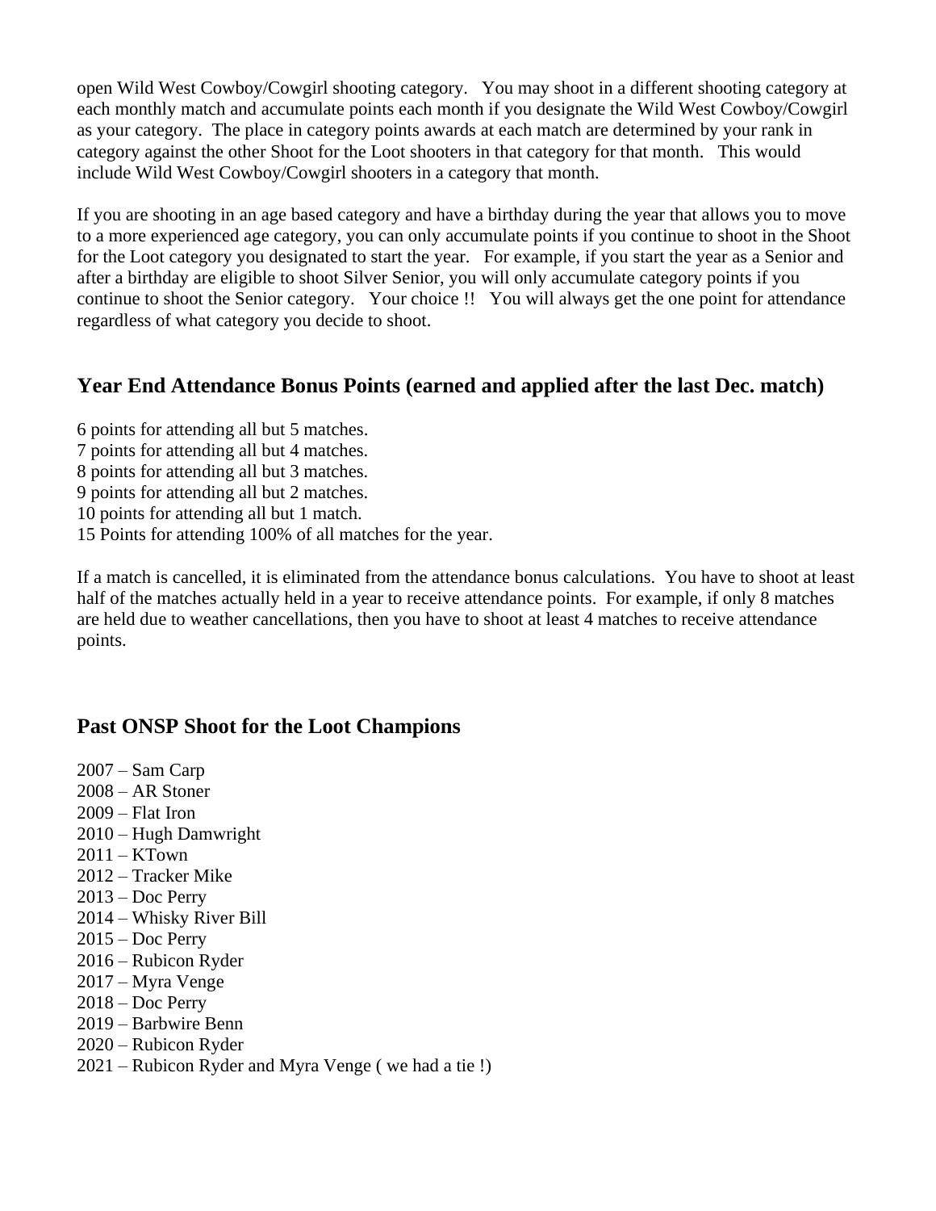open Wild West Cowboy/Cowgirl shooting category. You may shoot in a different shooting category at each monthly match and accumulate points each month if you designate the Wild West Cowboy/Cowgirl as your category. The place in category points awards at each match are determined by your rank in category against the other Shoot for the Loot shooters in that category for that month. This would include Wild West Cowboy/Cowgirl shooters in a category that month.

If you are shooting in an age based category and have a birthday during the year that allows you to move to a more experienced age category, you can only accumulate points if you continue to shoot in the Shoot for the Loot category you designated to start the year. For example, if you start the year as a Senior and after a birthday are eligible to shoot Silver Senior, you will only accumulate category points if you continue to shoot the Senior category. Your choice !! You will always get the one point for attendance regardless of what category you decide to shoot.

## Year End Attendance Bonus Points (earned and applied after the last Dec. match)

6 points for attending all but 5 matches.  
7 points for attending all but 4 matches.  
8 points for attending all but 3 matches.  
9 points for attending all but 2 matches.  
10 points for attending all but 1 match.  
15 Points for attending 100% of all matches for the year.

If a match is cancelled, it is eliminated from the attendance bonus calculations. You have to shoot at least half of the matches actually held in a year to receive attendance points. For example, if only 8 matches are held due to weather cancellations, then you have to shoot at least 4 matches to receive attendance points.

## Past ONSP Shoot for the Loot Champions

2007 – Sam Carp  
2008 – AR Stoner  
2009 – Flat Iron  
2010 – Hugh Damwright  
2011 – KTown  
2012 – Tracker Mike  
2013 – Doc Perry  
2014 – Whisky River Bill  
2015 – Doc Perry  
2016 – Rubicon Ryder  
2017 – Myra Venge  
2018 – Doc Perry  
2019 – Barbwire Benn  
2020 – Rubicon Ryder  
2021 – Rubicon Ryder and Myra Venge ( we had a tie !)